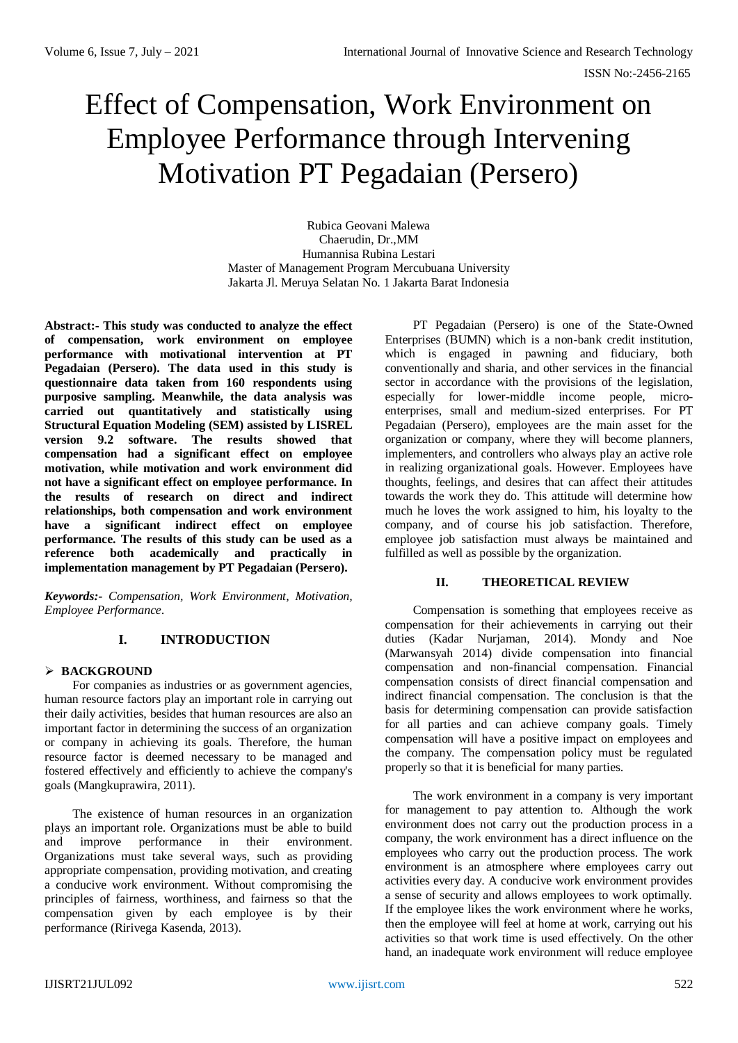# Effect of Compensation, Work Environment on Employee Performance through Intervening Motivation PT Pegadaian (Persero)

Rubica Geovani Malewa
Chaerudin, Dr.,MM
Humannisa Rubina Lestari
Master of Management Program Mercubuana University
Jakarta Jl. Meruya Selatan No. 1 Jakarta Barat Indonesia

**Abstract:- This study was conducted to analyze the effect of compensation, work environment on employee performance with motivational intervention at PT Pegadaian (Persero). The data used in this study is questionnaire data taken from 160 respondents using purposive sampling. Meanwhile, the data analysis was carried out quantitatively and statistically using Structural Equation Modeling (SEM) assisted by LISREL version 9.2 software. The results showed that compensation had a significant effect on employee motivation, while motivation and work environment did not have a significant effect on employee performance. In the results of research on direct and indirect relationships, both compensation and work environment have a significant indirect effect on employee performance. The results of this study can be used as a reference both academically and practically in implementation management by PT Pegadaian (Persero).**

***Keywords:-*** *Compensation, Work Environment, Motivation, Employee Performance.*

## I. INTRODUCTION

### ➢ BACKGROUND

For companies as industries or as government agencies, human resource factors play an important role in carrying out their daily activities, besides that human resources are also an important factor in determining the success of an organization or company in achieving its goals. Therefore, the human resource factor is deemed necessary to be managed and fostered effectively and efficiently to achieve the company's goals (Mangkuprawira, 2011).

The existence of human resources in an organization plays an important role. Organizations must be able to build and improve performance in their environment. Organizations must take several ways, such as providing appropriate compensation, providing motivation, and creating a conducive work environment. Without compromising the principles of fairness, worthiness, and fairness so that the compensation given by each employee is by their performance (Ririvega Kasenda, 2013).

PT Pegadaian (Persero) is one of the State-Owned Enterprises (BUMN) which is a non-bank credit institution, which is engaged in pawning and fiduciary, both conventionally and sharia, and other services in the financial sector in accordance with the provisions of the legislation, especially for lower-middle income people, micro-enterprises, small and medium-sized enterprises. For PT Pegadaian (Persero), employees are the main asset for the organization or company, where they will become planners, implementers, and controllers who always play an active role in realizing organizational goals. However. Employees have thoughts, feelings, and desires that can affect their attitudes towards the work they do. This attitude will determine how much he loves the work assigned to him, his loyalty to the company, and of course his job satisfaction. Therefore, employee job satisfaction must always be maintained and fulfilled as well as possible by the organization.

## II. THEORETICAL REVIEW

Compensation is something that employees receive as compensation for their achievements in carrying out their duties (Kadar Nurjaman, 2014). Mondy and Noe (Marwansyah 2014) divide compensation into financial compensation and non-financial compensation. Financial compensation consists of direct financial compensation and indirect financial compensation. The conclusion is that the basis for determining compensation can provide satisfaction for all parties and can achieve company goals. Timely compensation will have a positive impact on employees and the company. The compensation policy must be regulated properly so that it is beneficial for many parties.

The work environment in a company is very important for management to pay attention to. Although the work environment does not carry out the production process in a company, the work environment has a direct influence on the employees who carry out the production process. The work environment is an atmosphere where employees carry out activities every day. A conducive work environment provides a sense of security and allows employees to work optimally. If the employee likes the work environment where he works, then the employee will feel at home at work, carrying out his activities so that work time is used effectively. On the other hand, an inadequate work environment will reduce employee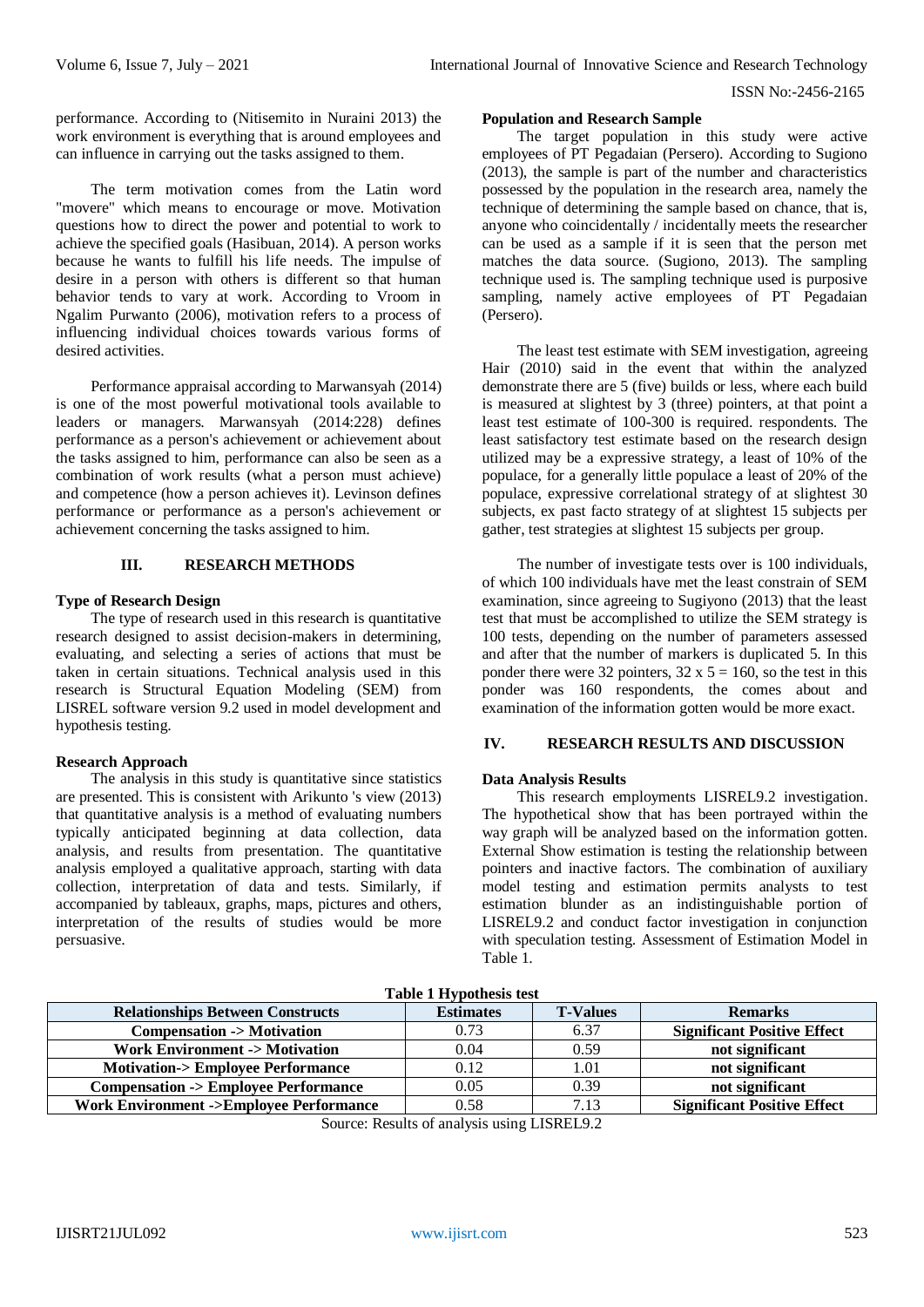performance. According to (Nitisemito in Nuraini 2013) the work environment is everything that is around employees and can influence in carrying out the tasks assigned to them.

The term motivation comes from the Latin word "movere" which means to encourage or move. Motivation questions how to direct the power and potential to work to achieve the specified goals (Hasibuan, 2014). A person works because he wants to fulfill his life needs. The impulse of desire in a person with others is different so that human behavior tends to vary at work. According to Vroom in Ngalim Purwanto (2006), motivation refers to a process of influencing individual choices towards various forms of desired activities.

Performance appraisal according to Marwansyah (2014) is one of the most powerful motivational tools available to leaders or managers. Marwansyah (2014:228) defines performance as a person's achievement or achievement about the tasks assigned to him, performance can also be seen as a combination of work results (what a person must achieve) and competence (how a person achieves it). Levinson defines performance or performance as a person's achievement or achievement concerning the tasks assigned to him.

## III. RESEARCH METHODS

### Type of Research Design

The type of research used in this research is quantitative research designed to assist decision-makers in determining, evaluating, and selecting a series of actions that must be taken in certain situations. Technical analysis used in this research is Structural Equation Modeling (SEM) from LISREL software version 9.2 used in model development and hypothesis testing.

### Research Approach

The analysis in this study is quantitative since statistics are presented. This is consistent with Arikunto 's view (2013) that quantitative analysis is a method of evaluating numbers typically anticipated beginning at data collection, data analysis, and results from presentation. The quantitative analysis employed a qualitative approach, starting with data collection, interpretation of data and tests. Similarly, if accompanied by tableaux, graphs, maps, pictures and others, interpretation of the results of studies would be more persuasive.

### Population and Research Sample

The target population in this study were active employees of PT Pegadaian (Persero). According to Sugiono (2013), the sample is part of the number and characteristics possessed by the population in the research area, namely the technique of determining the sample based on chance, that is, anyone who coincidentally / incidentally meets the researcher can be used as a sample if it is seen that the person met matches the data source. (Sugiono, 2013). The sampling technique used is. The sampling technique used is purposive sampling, namely active employees of PT Pegadaian (Persero).

The least test estimate with SEM investigation, agreeing Hair (2010) said in the event that within the analyzed demonstrate there are 5 (five) builds or less, where each build is measured at slightest by 3 (three) pointers, at that point a least test estimate of 100-300 is required. respondents. The least satisfactory test estimate based on the research design utilized may be a expressive strategy, a least of 10% of the populace, for a generally little populace a least of 20% of the populace, expressive correlational strategy of at slightest 30 subjects, ex past facto strategy of at slightest 15 subjects per gather, test strategies at slightest 15 subjects per group.

The number of investigate tests over is 100 individuals, of which 100 individuals have met the least constrain of SEM examination, since agreeing to Sugiyono (2013) that the least test that must be accomplished to utilize the SEM strategy is 100 tests, depending on the number of parameters assessed and after that the number of markers is duplicated 5. In this ponder there were 32 pointers, $32 \times 5 = 160$, so the test in this ponder was 160 respondents, the comes about and examination of the information gotten would be more exact.

## IV. RESEARCH RESULTS AND DISCUSSION

### Data Analysis Results

This research employments LISREL9.2 investigation. The hypothetical show that has been portrayed within the way graph will be analyzed based on the information gotten. External Show estimation is testing the relationship between pointers and inactive factors. The combination of auxiliary model testing and estimation permits analysts to test estimation blunder as an indistinguishable portion of LISREL9.2 and conduct factor investigation in conjunction with speculation testing. Assessment of Estimation Model in Table 1.

**Table 1 Hypothesis test**

| Relationships Between Constructs | Estimates | T-Values | Remarks |
|---|---|---|---|
| **Compensation -> Motivation** | 0.73 | 6.37 | **Significant Positive Effect** |
| **Work Environment -> Motivation** | 0.04 | 0.59 | **not significant** |
| **Motivation-> Employee Performance** | 0.12 | 1.01 | **not significant** |
| **Compensation -> Employee Performance** | 0.05 | 0.39 | **not significant** |
| **Work Environment ->Employee Performance** | 0.58 | 7.13 | **Significant Positive Effect** |

Source: Results of analysis using LISREL9.2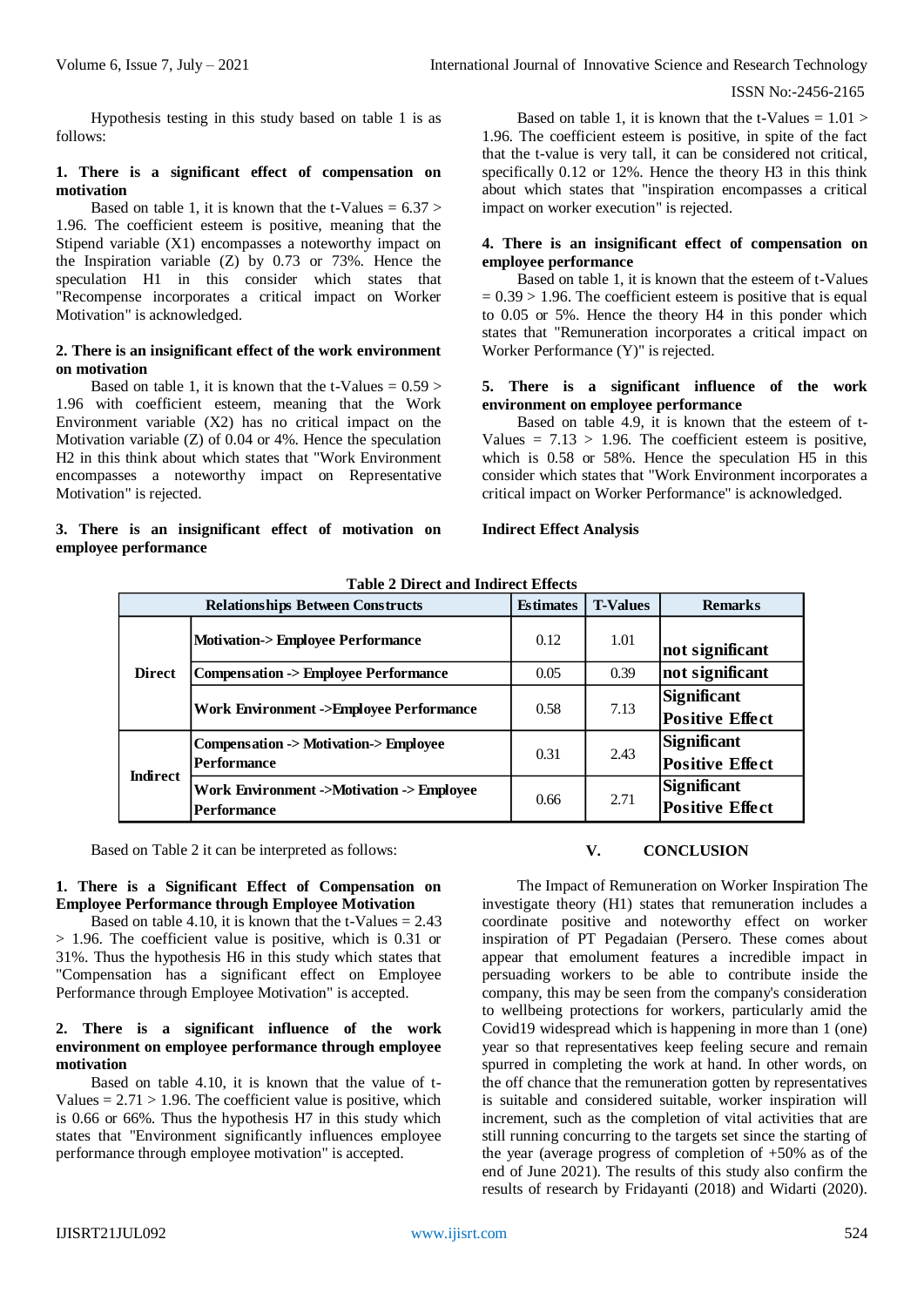Hypothesis testing in this study based on table 1 is as follows:

**1. There is a significant effect of compensation on motivation**

Based on table 1, it is known that the t-Values = 6.37 > 1.96. The coefficient esteem is positive, meaning that the Stipend variable (X1) encompasses a noteworthy impact on the Inspiration variable (Z) by 0.73 or 73%. Hence the speculation H1 in this consider which states that "Recompense incorporates a critical impact on Worker Motivation" is acknowledged.

**2. There is an insignificant effect of the work environment on motivation**

Based on table 1, it is known that the t-Values = 0.59 > 1.96 with coefficient esteem, meaning that the Work Environment variable (X2) has no critical impact on the Motivation variable (Z) of 0.04 or 4%. Hence the speculation H2 in this think about which states that "Work Environment encompasses a noteworthy impact on Representative Motivation" is rejected.

**3. There is an insignificant effect of motivation on employee performance**

Based on table 1, it is known that the t-Values = 1.01 > 1.96. The coefficient esteem is positive, in spite of the fact that the t-value is very tall, it can be considered not critical, specifically 0.12 or 12%. Hence the theory H3 in this think about which states that "inspiration encompasses a critical impact on worker execution" is rejected.

**4. There is an insignificant effect of compensation on employee performance**

Based on table 1, it is known that the esteem of t-Values = 0.39 > 1.96. The coefficient esteem is positive that is equal to 0.05 or 5%. Hence the theory H4 in this ponder which states that "Remuneration incorporates a critical impact on Worker Performance (Y)" is rejected.

**5. There is a significant influence of the work environment on employee performance**

Based on table 4.9, it is known that the esteem of t-Values = 7.13 > 1.96. The coefficient esteem is positive, which is 0.58 or 58%. Hence the speculation H5 in this consider which states that "Work Environment incorporates a critical impact on Worker Performance" is acknowledged.

**Indirect Effect Analysis**

**Table 2 Direct and Indirect Effects**

| Relationships Between Constructs | | Estimates | T-Values | Remarks |
|---|---|---|---|---|
| Direct | Motivation-> Employee Performance | 0.12 | 1.01 | not significant |
| | Compensation -> Employee Performance | 0.05 | 0.39 | not significant |
| | Work Environment ->Employee Performance | 0.58 | 7.13 | Significant Positive Effect |
| Indirect | Compensation -> Motivation-> Employee Performance | 0.31 | 2.43 | Significant Positive Effect |
| | Work Environment ->Motivation -> Employee Performance | 0.66 | 2.71 | Significant Positive Effect |

Based on Table 2 it can be interpreted as follows:

**1. There is a Significant Effect of Compensation on Employee Performance through Employee Motivation**

Based on table 4.10, it is known that the t-Values = 2.43 > 1.96. The coefficient value is positive, which is 0.31 or 31%. Thus the hypothesis H6 in this study which states that "Compensation has a significant effect on Employee Performance through Employee Motivation" is accepted.

**2. There is a significant influence of the work environment on employee performance through employee motivation**

Based on table 4.10, it is known that the value of t-Values = 2.71 > 1.96. The coefficient value is positive, which is 0.66 or 66%. Thus the hypothesis H7 in this study which states that "Environment significantly influences employee performance through employee motivation" is accepted.

## V. CONCLUSION

The Impact of Remuneration on Worker Inspiration The investigate theory (H1) states that remuneration includes a coordinate positive and noteworthy effect on worker inspiration of PT Pegadaian (Persero. These comes about appear that emolument features a incredible impact in persuading workers to be able to contribute inside the company, this may be seen from the company's consideration to wellbeing protections for workers, particularly amid the Covid19 widespread which is happening in more than 1 (one) year so that representatives keep feeling secure and remain spurred in completing the work at hand. In other words, on the off chance that the remuneration gotten by representatives is suitable and considered suitable, worker inspiration will increment, such as the completion of vital activities that are still running concurring to the targets set since the starting of the year (average progress of completion of +50% as of the end of June 2021). The results of this study also confirm the results of research by Fridayanti (2018) and Widarti (2020).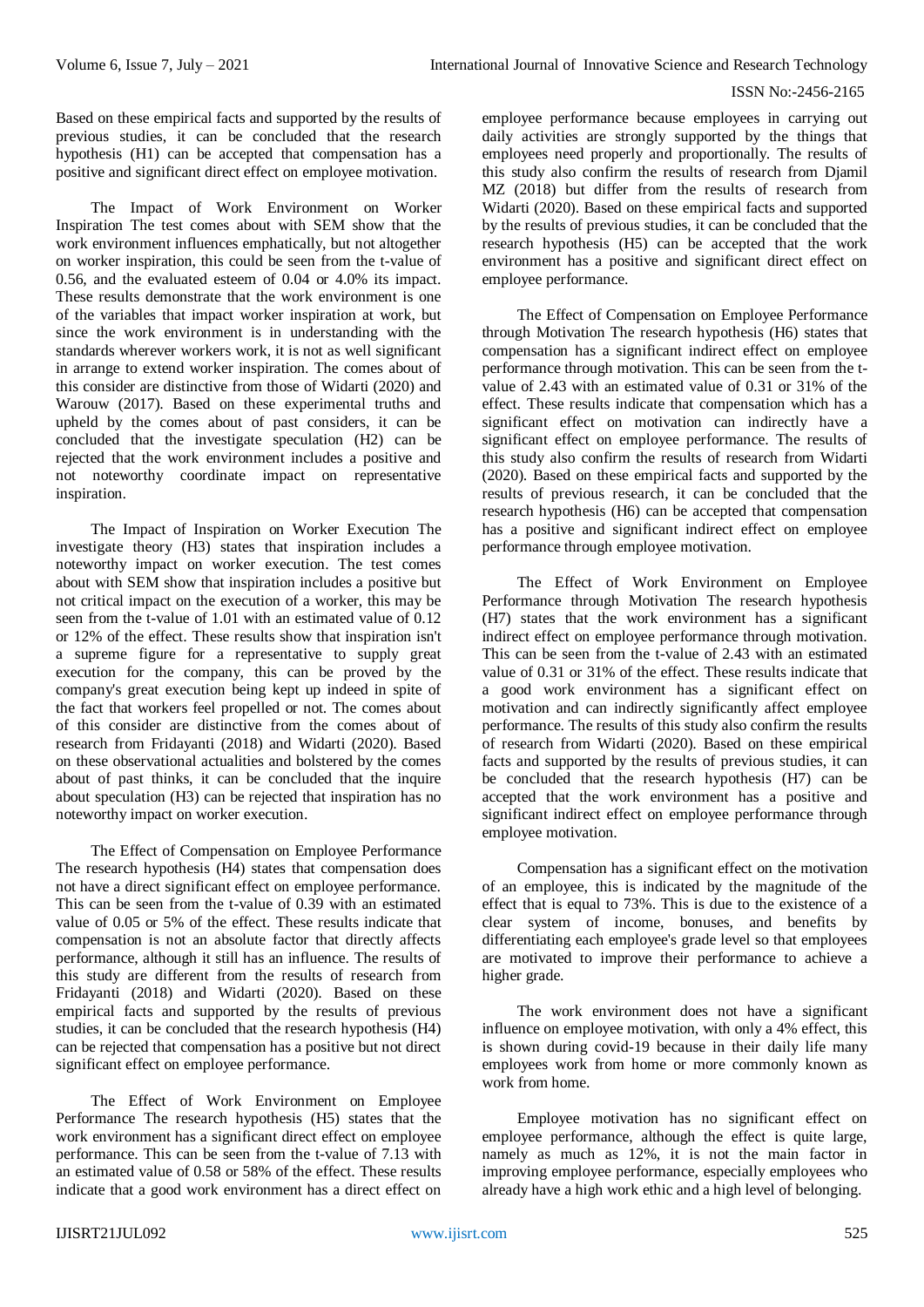Based on these empirical facts and supported by the results of previous studies, it can be concluded that the research hypothesis (H1) can be accepted that compensation has a positive and significant direct effect on employee motivation.

The Impact of Work Environment on Worker Inspiration The test comes about with SEM show that the work environment influences emphatically, but not altogether on worker inspiration, this could be seen from the t-value of 0.56, and the evaluated esteem of 0.04 or 4.0% its impact. These results demonstrate that the work environment is one of the variables that impact worker inspiration at work, but since the work environment is in understanding with the standards wherever workers work, it is not as well significant in arrange to extend worker inspiration. The comes about of this consider are distinctive from those of Widarti (2020) and Warouw (2017). Based on these experimental truths and upheld by the comes about of past considers, it can be concluded that the investigate speculation (H2) can be rejected that the work environment includes a positive and not noteworthy coordinate impact on representative inspiration.

The Impact of Inspiration on Worker Execution The investigate theory (H3) states that inspiration includes a noteworthy impact on worker execution. The test comes about with SEM show that inspiration includes a positive but not critical impact on the execution of a worker, this may be seen from the t-value of 1.01 with an estimated value of 0.12 or 12% of the effect. These results show that inspiration isn't a supreme figure for a representative to supply great execution for the company, this can be proved by the company's great execution being kept up indeed in spite of the fact that workers feel propelled or not. The comes about of this consider are distinctive from the comes about of research from Fridayanti (2018) and Widarti (2020). Based on these observational actualities and bolstered by the comes about of past thinks, it can be concluded that the inquire about speculation (H3) can be rejected that inspiration has no noteworthy impact on worker execution.

The Effect of Compensation on Employee Performance The research hypothesis (H4) states that compensation does not have a direct significant effect on employee performance. This can be seen from the t-value of 0.39 with an estimated value of 0.05 or 5% of the effect. These results indicate that compensation is not an absolute factor that directly affects performance, although it still has an influence. The results of this study are different from the results of research from Fridayanti (2018) and Widarti (2020). Based on these empirical facts and supported by the results of previous studies, it can be concluded that the research hypothesis (H4) can be rejected that compensation has a positive but not direct significant effect on employee performance.

The Effect of Work Environment on Employee Performance The research hypothesis (H5) states that the work environment has a significant direct effect on employee performance. This can be seen from the t-value of 7.13 with an estimated value of 0.58 or 58% of the effect. These results indicate that a good work environment has a direct effect on employee performance because employees in carrying out daily activities are strongly supported by the things that employees need properly and proportionally. The results of this study also confirm the results of research from Djamil MZ (2018) but differ from the results of research from Widarti (2020). Based on these empirical facts and supported by the results of previous studies, it can be concluded that the research hypothesis (H5) can be accepted that the work environment has a positive and significant direct effect on employee performance.

The Effect of Compensation on Employee Performance through Motivation The research hypothesis (H6) states that compensation has a significant indirect effect on employee performance through motivation. This can be seen from the t-value of 2.43 with an estimated value of 0.31 or 31% of the effect. These results indicate that compensation which has a significant effect on motivation can indirectly have a significant effect on employee performance. The results of this study also confirm the results of research from Widarti (2020). Based on these empirical facts and supported by the results of previous research, it can be concluded that the research hypothesis (H6) can be accepted that compensation has a positive and significant indirect effect on employee performance through employee motivation.

The Effect of Work Environment on Employee Performance through Motivation The research hypothesis (H7) states that the work environment has a significant indirect effect on employee performance through motivation. This can be seen from the t-value of 2.43 with an estimated value of 0.31 or 31% of the effect. These results indicate that a good work environment has a significant effect on motivation and can indirectly significantly affect employee performance. The results of this study also confirm the results of research from Widarti (2020). Based on these empirical facts and supported by the results of previous studies, it can be concluded that the research hypothesis (H7) can be accepted that the work environment has a positive and significant indirect effect on employee performance through employee motivation.

Compensation has a significant effect on the motivation of an employee, this is indicated by the magnitude of the effect that is equal to 73%. This is due to the existence of a clear system of income, bonuses, and benefits by differentiating each employee's grade level so that employees are motivated to improve their performance to achieve a higher grade.

The work environment does not have a significant influence on employee motivation, with only a 4% effect, this is shown during covid-19 because in their daily life many employees work from home or more commonly known as work from home.

Employee motivation has no significant effect on employee performance, although the effect is quite large, namely as much as 12%, it is not the main factor in improving employee performance, especially employees who already have a high work ethic and a high level of belonging.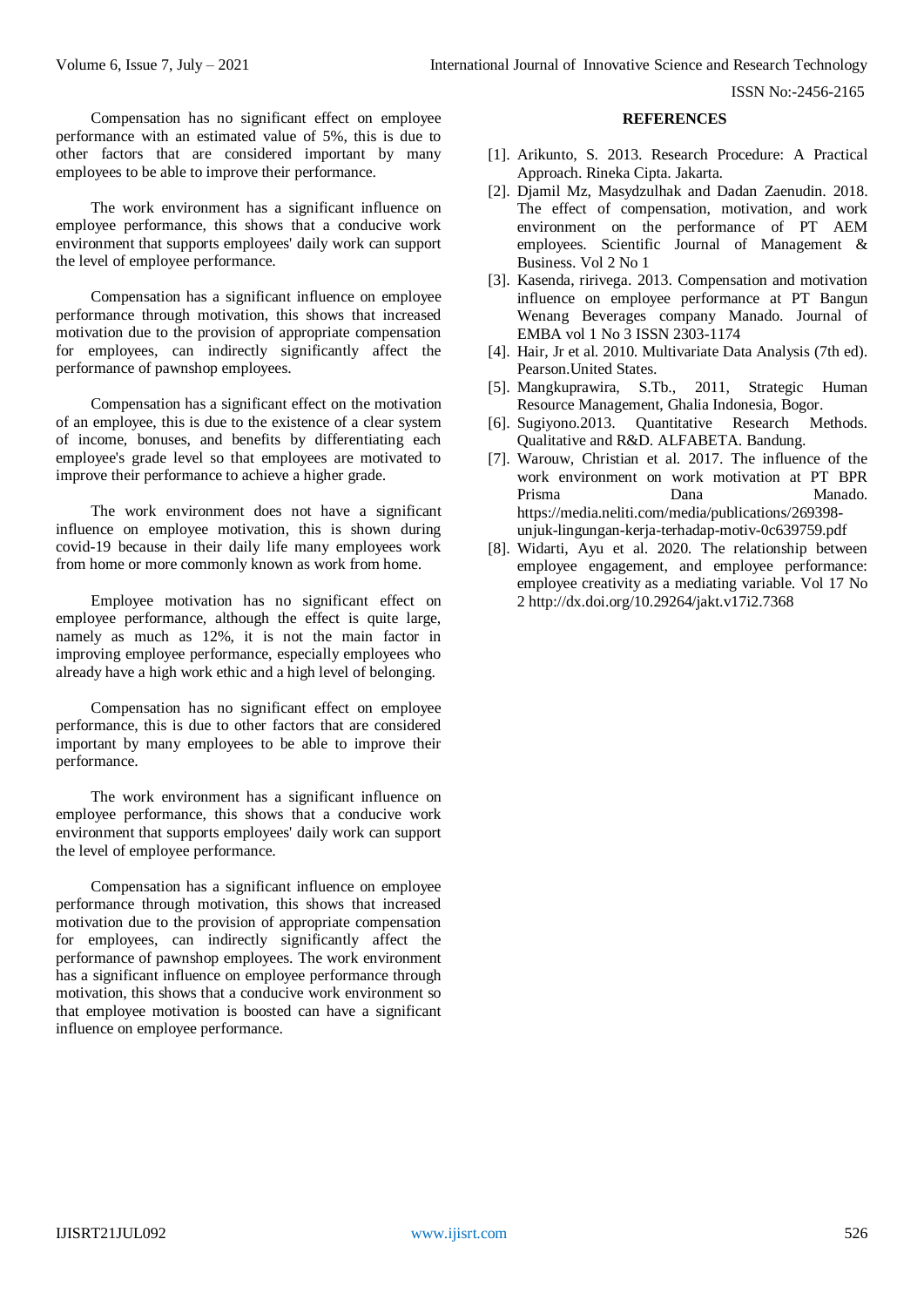Compensation has no significant effect on employee performance with an estimated value of 5%, this is due to other factors that are considered important by many employees to be able to improve their performance.

The work environment has a significant influence on employee performance, this shows that a conducive work environment that supports employees' daily work can support the level of employee performance.

Compensation has a significant influence on employee performance through motivation, this shows that increased motivation due to the provision of appropriate compensation for employees, can indirectly significantly affect the performance of pawnshop employees.

Compensation has a significant effect on the motivation of an employee, this is due to the existence of a clear system of income, bonuses, and benefits by differentiating each employee's grade level so that employees are motivated to improve their performance to achieve a higher grade.

The work environment does not have a significant influence on employee motivation, this is shown during covid-19 because in their daily life many employees work from home or more commonly known as work from home.

Employee motivation has no significant effect on employee performance, although the effect is quite large, namely as much as 12%, it is not the main factor in improving employee performance, especially employees who already have a high work ethic and a high level of belonging.

Compensation has no significant effect on employee performance, this is due to other factors that are considered important by many employees to be able to improve their performance.

The work environment has a significant influence on employee performance, this shows that a conducive work environment that supports employees' daily work can support the level of employee performance.

Compensation has a significant influence on employee performance through motivation, this shows that increased motivation due to the provision of appropriate compensation for employees, can indirectly significantly affect the performance of pawnshop employees. The work environment has a significant influence on employee performance through motivation, this shows that a conducive work environment so that employee motivation is boosted can have a significant influence on employee performance.

## REFERENCES

[1]. Arikunto, S. 2013. Research Procedure: A Practical Approach. Rineka Cipta. Jakarta.

[2]. Djamil Mz, Masydzulhak and Dadan Zaenudin. 2018. The effect of compensation, motivation, and work environment on the performance of PT AEM employees. Scientific Journal of Management & Business. Vol 2 No 1

[3]. Kasenda, ririvega. 2013. Compensation and motivation influence on employee performance at PT Bangun Wenang Beverages company Manado. Journal of EMBA vol 1 No 3 ISSN 2303-1174

[4]. Hair, Jr et al. 2010. Multivariate Data Analysis (7th ed). Pearson.United States.

[5]. Mangkuprawira, S.Tb., 2011, Strategic Human Resource Management, Ghalia Indonesia, Bogor.

[6]. Sugiyono.2013. Quantitative Research Methods. Qualitative and R&D. ALFABETA. Bandung.

[7]. Warouw, Christian et al. 2017. The influence of the work environment on work motivation at PT BPR Prisma Dana Manado. https://media.neliti.com/media/publications/269398-unjuk-lingungan-kerja-terhadap-motiv-0c639759.pdf

[8]. Widarti, Ayu et al. 2020. The relationship between employee engagement, and employee performance: employee creativity as a mediating variable. Vol 17 No 2 http://dx.doi.org/10.29264/jakt.v17i2.7368